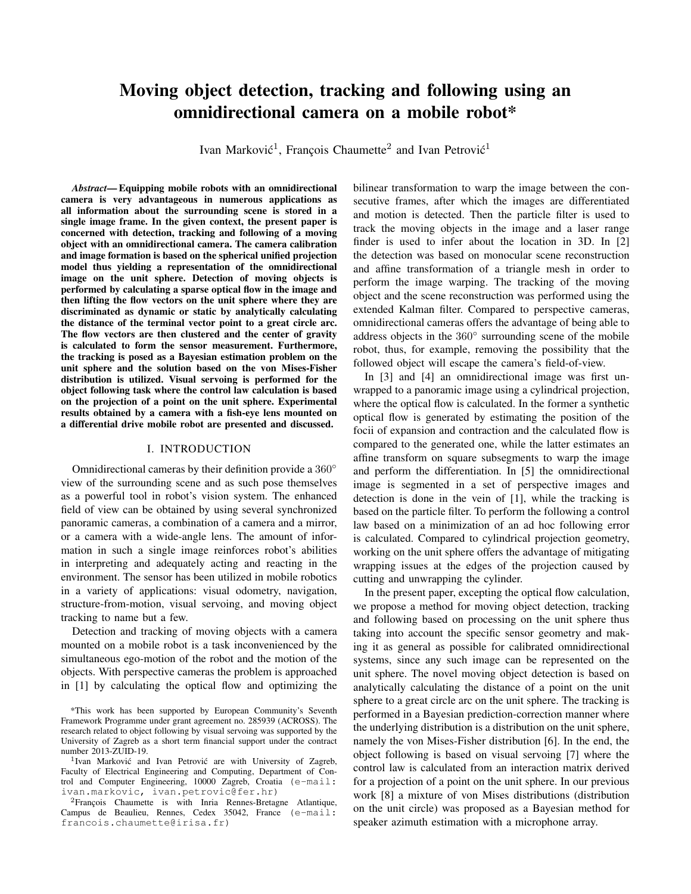# Moving object detection, tracking and following using an omnidirectional camera on a mobile robot*

Ivan Marković[1], François Chaumette[2] and Ivan Petrović[1]

***Abstract*— Equipping mobile robots with an omnidirectional camera is very advantageous in numerous applications as all information about the surrounding scene is stored in a single image frame. In the given context, the present paper is concerned with detection, tracking and following of a moving object with an omnidirectional camera. The camera calibration and image formation is based on the spherical unified projection model thus yielding a representation of the omnidirectional image on the unit sphere. Detection of moving objects is performed by calculating a sparse optical flow in the image and then lifting the flow vectors on the unit sphere where they are discriminated as dynamic or static by analytically calculating the distance of the terminal vector point to a great circle arc. The flow vectors are then clustered and the center of gravity is calculated to form the sensor measurement. Furthermore, the tracking is posed as a Bayesian estimation problem on the unit sphere and the solution based on the von Mises-Fisher distribution is utilized. Visual servoing is performed for the object following task where the control law calculation is based on the projection of a point on the unit sphere. Experimental results obtained by a camera with a fish-eye lens mounted on a differential drive mobile robot are presented and discussed.**

## I. INTRODUCTION

Omnidirectional cameras by their definition provide a $360^\circ$ view of the surrounding scene and as such pose themselves as a powerful tool in robot's vision system. The enhanced field of view can be obtained by using several synchronized panoramic cameras, a combination of a camera and a mirror, or a camera with a wide-angle lens. The amount of information in such a single image reinforces robot's abilities in interpreting and adequately acting and reacting in the environment. The sensor has been utilized in mobile robotics in a variety of applications: visual odometry, navigation, structure-from-motion, visual servoing, and moving object tracking to name but a few.

Detection and tracking of moving objects with a camera mounted on a mobile robot is a task inconvenienced by the simultaneous ego-motion of the robot and the motion of the objects. With perspective cameras the problem is approached in [1] by calculating the optical flow and optimizing the bilinear transformation to warp the image between the consecutive frames, after which the images are differentiated and motion is detected. Then the particle filter is used to track the moving objects in the image and a laser range finder is used to infer about the location in 3D. In [2] the detection was based on monocular scene reconstruction and affine transformation of a triangle mesh in order to perform the image warping. The tracking of the moving object and the scene reconstruction was performed using the extended Kalman filter. Compared to perspective cameras, omnidirectional cameras offers the advantage of being able to address objects in the $360^\circ$ surrounding scene of the mobile robot, thus, for example, removing the possibility that the followed object will escape the camera's field-of-view.

In [3] and [4] an omnidirectional image was first unwrapped to a panoramic image using a cylindrical projection, where the optical flow is calculated. In the former a synthetic optical flow is generated by estimating the position of the focii of expansion and contraction and the calculated flow is compared to the generated one, while the latter estimates an affine transform on square subsegments to warp the image and perform the differentiation. In [5] the omnidirectional image is segmented in a set of perspective images and detection is done in the vein of [1], while the tracking is based on the particle filter. To perform the following a control law based on a minimization of an ad hoc following error is calculated. Compared to cylindrical projection geometry, working on the unit sphere offers the advantage of mitigating wrapping issues at the edges of the projection caused by cutting and unwrapping the cylinder.

In the present paper, excepting the optical flow calculation, we propose a method for moving object detection, tracking and following based on processing on the unit sphere thus taking into account the specific sensor geometry and making it as general as possible for calibrated omnidirectional systems, since any such image can be represented on the unit sphere. The novel moving object detection is based on analytically calculating the distance of a point on the unit sphere to a great circle arc on the unit sphere. The tracking is performed in a Bayesian prediction-correction manner where the underlying distribution is a distribution on the unit sphere, namely the von Mises-Fisher distribution [6]. In the end, the object following is based on visual servoing [7] where the control law is calculated from an interaction matrix derived for a projection of a point on the unit sphere. In our previous work [8] a mixture of von Mises distributions (distribution on the unit circle) was proposed as a Bayesian method for speaker azimuth estimation with a microphone array.

---

*This work has been supported by European Community's Seventh Framework Programme under grant agreement no. 285939 (ACROSS). The research related to object following by visual servoing was supported by the University of Zagreb as a short term financial support under the contract number 2013-ZUID-19.

[1]Ivan Marković and Ivan Petrović are with University of Zagreb, Faculty of Electrical Engineering and Computing, Department of Control and Computer Engineering, 10000 Zagreb, Croatia (e-mail: ivan.markovic, ivan.petrovic@fer.hr)

[2]François Chaumette is with Inria Rennes-Bretagne Atlantique, Campus de Beaulieu, Rennes, Cedex 35042, France (e-mail: francois.chaumette@irisa.fr)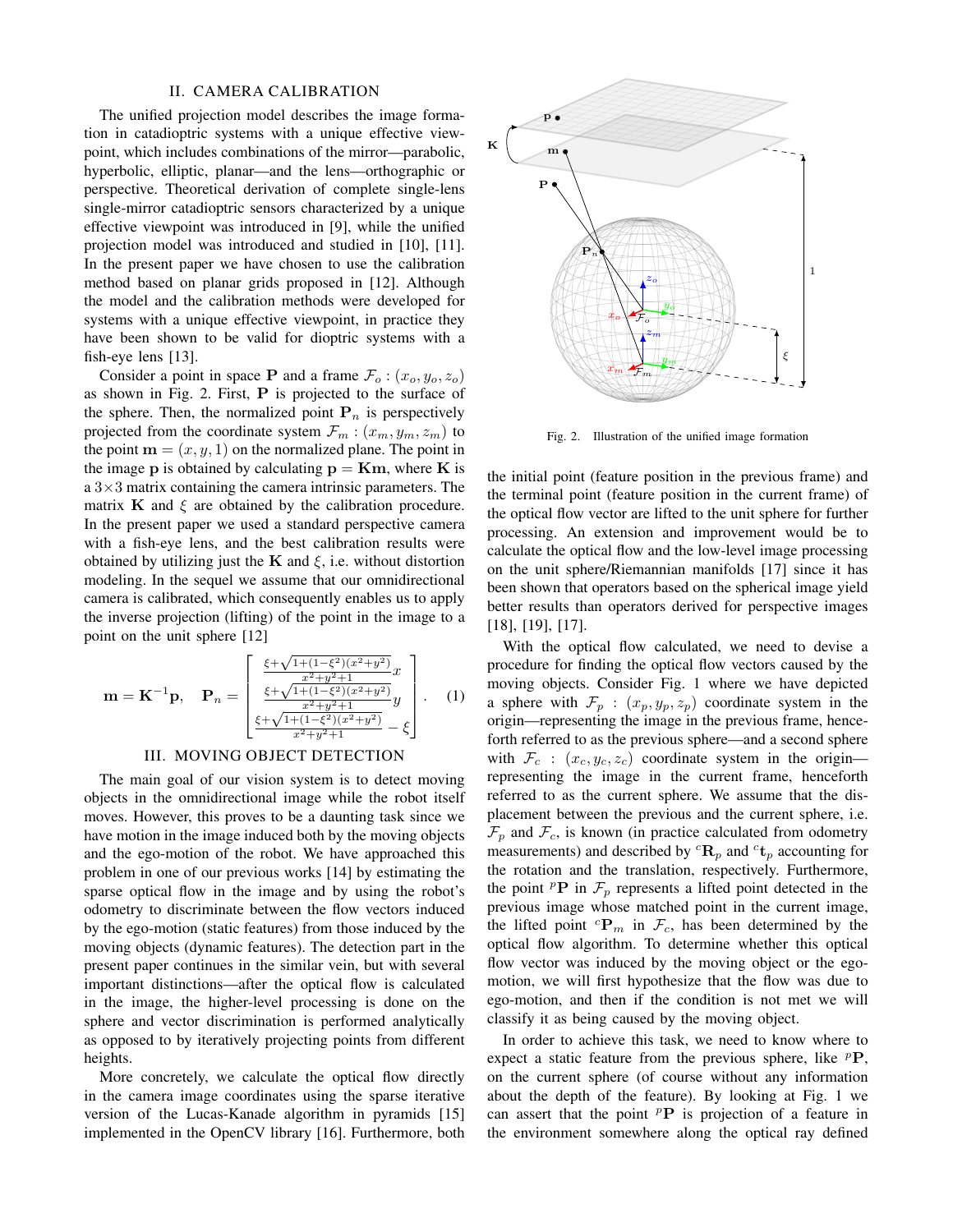## II. CAMERA CALIBRATION

The unified projection model describes the image formation in catadioptric systems with a unique effective viewpoint, which includes combinations of the mirror—parabolic, hyperbolic, elliptic, planar—and the lens—orthographic or perspective. Theoretical derivation of complete single-lens single-mirror catadioptric sensors characterized by a unique effective viewpoint was introduced in [9], while the unified projection model was introduced and studied in [10], [11]. In the present paper we have chosen to use the calibration method based on planar grids proposed in [12]. Although the model and the calibration methods were developed for systems with a unique effective viewpoint, in practice they have been shown to be valid for dioptric systems with a fish-eye lens [13].

Consider a point in space $\mathbf{P}$ and a frame $\mathcal{F}_o : (x_o, y_o, z_o)$ as shown in Fig. 2. First, $\mathbf{P}$ is projected to the surface of the sphere. Then, the normalized point $\mathbf{P}_n$ is perspectively projected from the coordinate system $\mathcal{F}_m : (x_m, y_m, z_m)$ to the point $\mathbf{m} = (x, y, 1)$ on the normalized plane. The point in the image $\mathbf{p}$ is obtained by calculating $\mathbf{p} = \mathbf{K}\mathbf{m}$, where $\mathbf{K}$ is a $3\times3$ matrix containing the camera intrinsic parameters. The matrix $\mathbf{K}$ and $\xi$ are obtained by the calibration procedure. In the present paper we used a standard perspective camera with a fish-eye lens, and the best calibration results were obtained by utilizing just the $\mathbf{K}$ and $\xi$, i.e. without distortion modeling. In the sequel we assume that our omnidirectional camera is calibrated, which consequently enables us to apply the inverse projection (lifting) of the point in the image to a point on the unit sphere [12]

$$\mathbf{m} = \mathbf{K}^{-1}\mathbf{p}, \quad \mathbf{P}_n = \begin{bmatrix} \frac{\xi + \sqrt{1+(1-\xi^2)(x^2+y^2)}}{x^2+y^2+1} x \\ \frac{\xi + \sqrt{1+(1-\xi^2)(x^2+y^2)}}{x^2+y^2+1} y \\ \frac{\xi + \sqrt{1+(1-\xi^2)(x^2+y^2)}}{x^2+y^2+1} - \xi \end{bmatrix}. \quad (1)$$

## III. MOVING OBJECT DETECTION

The main goal of our vision system is to detect moving objects in the omnidirectional image while the robot itself moves. However, this proves to be a daunting task since we have motion in the image induced both by the moving objects and the ego-motion of the robot. We have approached this problem in one of our previous works [14] by estimating the sparse optical flow in the image and by using the robot's odometry to discriminate between the flow vectors induced by the ego-motion (static features) from those induced by the moving objects (dynamic features). The detection part in the present paper continues in the similar vein, but with several important distinctions—after the optical flow is calculated in the image, the higher-level processing is done on the sphere and vector discrimination is performed analytically as opposed to by iteratively projecting points from different heights.

More concretely, we calculate the optical flow directly in the camera image coordinates using the sparse iterative version of the Lucas-Kanade algorithm in pyramids [15] implemented in the OpenCV library [16]. Furthermore, both the initial point (feature position in the previous frame) and the terminal point (feature position in the current frame) of the optical flow vector are lifted to the unit sphere for further processing. An extension and improvement would be to calculate the optical flow and the low-level image processing on the unit sphere/Riemannian manifolds [17] since it has been shown that operators based on the spherical image yield better results than operators derived for perspective images [18], [19], [17].

Fig. 2. Illustration of the unified image formation

With the optical flow calculated, we need to devise a procedure for finding the optical flow vectors caused by the moving objects. Consider Fig. 1 where we have depicted a sphere with $\mathcal{F}_p : (x_p, y_p, z_p)$ coordinate system in the origin—representing the image in the previous frame, henceforth referred to as the previous sphere—and a second sphere with $\mathcal{F}_c : (x_c, y_c, z_c)$ coordinate system in the origin—representing the image in the current frame, henceforth referred to as the current sphere. We assume that the displacement between the previous and the current sphere, i.e. $\mathcal{F}_p$ and $\mathcal{F}_c$, is known (in practice calculated from odometry measurements) and described by ${}^{c}\mathbf{R}_p$ and ${}^{c}\mathbf{t}_p$ accounting for the rotation and the translation, respectively. Furthermore, the point ${}^{p}\mathbf{P}$ in $\mathcal{F}_p$ represents a lifted point detected in the previous image whose matched point in the current image, the lifted point ${}^{c}\mathbf{P}_m$ in $\mathcal{F}_c$, has been determined by the optical flow algorithm. To determine whether this optical flow vector was induced by the moving object or the ego-motion, we will first hypothesize that the flow was due to ego-motion, and then if the condition is not met we will classify it as being caused by the moving object.

In order to achieve this task, we need to know where to expect a static feature from the previous sphere, like ${}^{p}\mathbf{P}$, on the current sphere (of course without any information about the depth of the feature). By looking at Fig. 1 we can assert that the point ${}^{p}\mathbf{P}$ is projection of a feature in the environment somewhere along the optical ray defined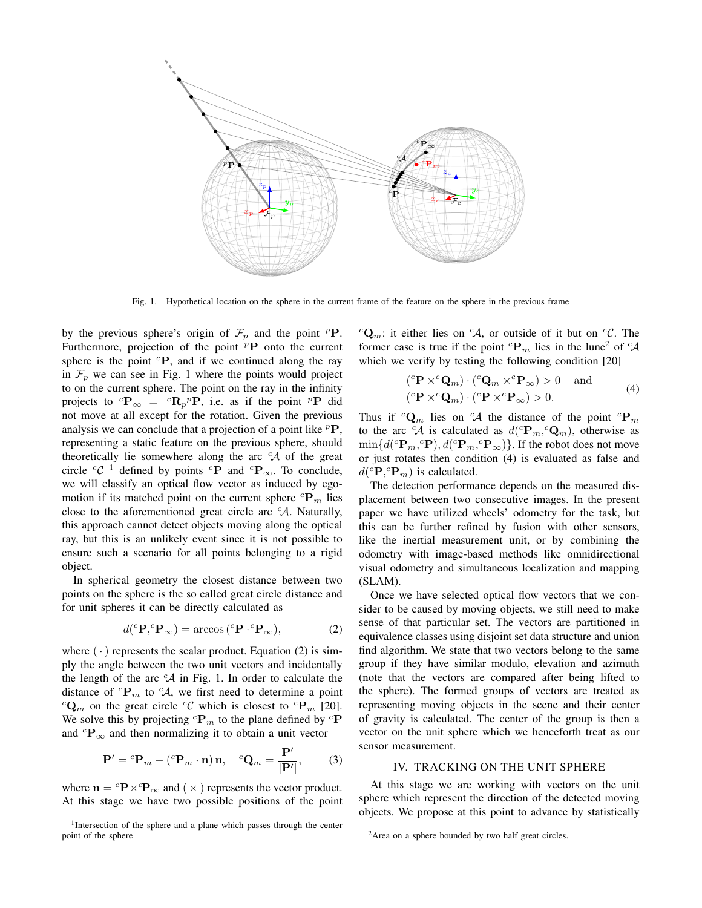Fig. 1. Hypothetical location on the sphere in the current frame of the feature on the sphere in the previous frame

by the previous sphere's origin of $\mathcal{F}_p$ and the point ${}^p\mathbf{P}$. Furthermore, projection of the point ${}^p\mathbf{P}$ onto the current sphere is the point ${}^c\mathbf{P}$, and if we continued along the ray in $\mathcal{F}_p$ we can see in Fig. 1 where the points would project to on the current sphere. The point on the ray in the infinity projects to ${}^c\mathbf{P}_\infty = {}^c\mathbf{R}_p {}^p\mathbf{P}$, i.e. as if the point ${}^p\mathbf{P}$ did not move at all except for the rotation. Given the previous analysis we can conclude that a projection of a point like ${}^p\mathbf{P}$, representing a static feature on the previous sphere, should theoretically lie somewhere along the arc ${}^c\mathcal{A}$ of the great circle ${}^c\mathcal{C}$ [1] defined by points ${}^c\mathbf{P}$ and ${}^c\mathbf{P}_\infty$. To conclude, we will classify an optical flow vector as induced by ego-motion if its matched point on the current sphere ${}^c\mathbf{P}_m$ lies close to the aforementioned great circle arc ${}^c\mathcal{A}$. Naturally, this approach cannot detect objects moving along the optical ray, but this is an unlikely event since it is not possible to ensure such a scenario for all points belonging to a rigid object.

In spherical geometry the closest distance between two points on the sphere is the so called great circle distance and for unit spheres it can be directly calculated as

$$d({}^c\mathbf{P}, {}^c\mathbf{P}_\infty) = \arccos\left({}^c\mathbf{P} \cdot {}^c\mathbf{P}_\infty\right), \tag{2}$$

where $(\cdot)$ represents the scalar product. Equation (2) is simply the angle between the two unit vectors and incidentally the length of the arc ${}^c\mathcal{A}$ in Fig. 1. In order to calculate the distance of ${}^c\mathbf{P}_m$ to ${}^c\mathcal{A}$, we first need to determine a point ${}^c\mathbf{Q}_m$ on the great circle ${}^c\mathcal{C}$ which is closest to ${}^c\mathbf{P}_m$ [20]. We solve this by projecting ${}^c\mathbf{P}_m$ to the plane defined by ${}^c\mathbf{P}$ and ${}^c\mathbf{P}_\infty$ and then normalizing it to obtain a unit vector

$$\mathbf{P}' = {}^c\mathbf{P}_m - \left({}^c\mathbf{P}_m \cdot \mathbf{n}\right)\mathbf{n}, \quad {}^c\mathbf{Q}_m = \frac{\mathbf{P}'}{|\mathbf{P}'|}, \tag{3}$$

where $\mathbf{n} = {}^c\mathbf{P} \times {}^c\mathbf{P}_\infty$ and $(\times)$ represents the vector product. At this stage we have two possible positions of the point ${}^c\mathbf{Q}_m$: it either lies on ${}^c\mathcal{A}$, or outside of it but on ${}^c\mathcal{C}$. The former case is true if the point ${}^c\mathbf{P}_m$ lies in the lune[2] of ${}^c\mathcal{A}$ which we verify by testing the following condition [20]

$$\begin{aligned} ({}^c\mathbf{P} \times {}^c\mathbf{Q}_m) \cdot ({}^c\mathbf{Q}_m \times {}^c\mathbf{P}_\infty) > 0 \quad \text{and} \\ ({}^c\mathbf{P} \times {}^c\mathbf{Q}_m) \cdot ({}^c\mathbf{P} \times {}^c\mathbf{P}_\infty) > 0. \end{aligned} \tag{4}$$

Thus if ${}^c\mathbf{Q}_m$ lies on ${}^c\mathcal{A}$ the distance of the point ${}^c\mathbf{P}_m$ to the arc ${}^c\mathcal{A}$ is calculated as $d({}^c\mathbf{P}_m, {}^c\mathbf{Q}_m)$, otherwise as $\min\{d({}^c\mathbf{P}_m, {}^c\mathbf{P}), d({}^c\mathbf{P}_m, {}^c\mathbf{P}_\infty)\}$. If the robot does not move or just rotates then condition (4) is evaluated as false and $d({}^c\mathbf{P}, {}^c\mathbf{P}_m)$ is calculated.

The detection performance depends on the measured displacement between two consecutive images. In the present paper we have utilized wheels' odometry for the task, but this can be further refined by fusion with other sensors, like the inertial measurement unit, or by combining the odometry with image-based methods like omnidirectional visual odometry and simultaneous localization and mapping (SLAM).

Once we have selected optical flow vectors that we consider to be caused by moving objects, we still need to make sense of that particular set. The vectors are partitioned in equivalence classes using disjoint set data structure and union find algorithm. We state that two vectors belong to the same group if they have similar modulo, elevation and azimuth (note that the vectors are compared after being lifted to the sphere). The formed groups of vectors are treated as representing moving objects in the scene and their center of gravity is calculated. The center of the group is then a vector on the unit sphere which we henceforth treat as our sensor measurement.

## IV. TRACKING ON THE UNIT SPHERE

At this stage we are working with vectors on the unit sphere which represent the direction of the detected moving objects. We propose at this point to advance by statistically

[1] Intersection of the sphere and a plane which passes through the center point of the sphere

[2] Area on a sphere bounded by two half great circles.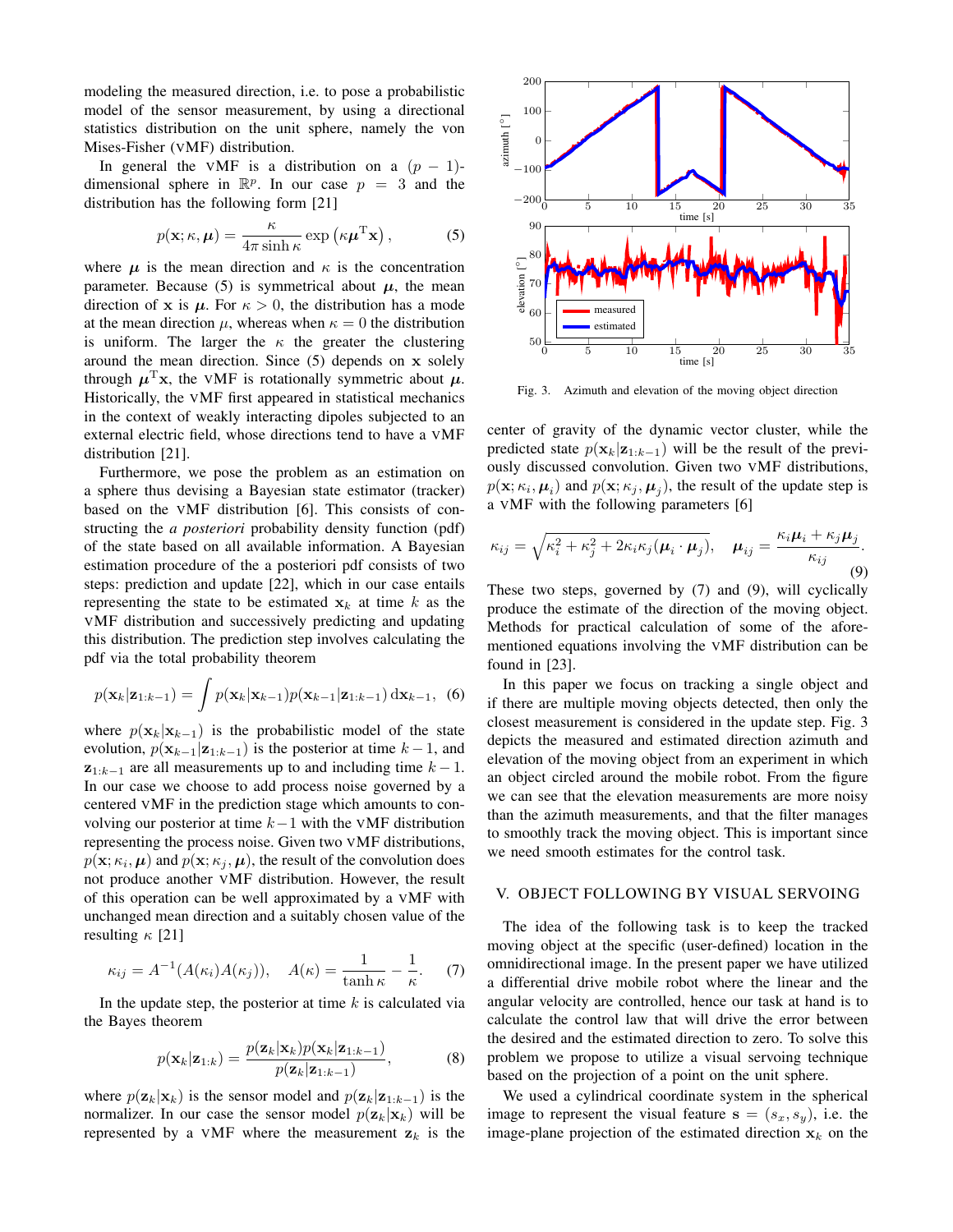modeling the measured direction, i.e. to pose a probabilistic model of the sensor measurement, by using a directional statistics distribution on the unit sphere, namely the von Mises-Fisher (VMF) distribution.

In general the VMF is a distribution on a $(p-1)$-dimensional sphere in $\mathbb{R}^p$. In our case $p = 3$ and the distribution has the following form [21]

$$p(\mathbf{x};\kappa,\boldsymbol{\mu}) = \frac{\kappa}{4\pi\sinh\kappa}\exp\left(\kappa\boldsymbol{\mu}^{\mathrm{T}}\mathbf{x}\right), \tag{5}$$

where $\boldsymbol{\mu}$ is the mean direction and $\kappa$ is the concentration parameter. Because (5) is symmetrical about $\boldsymbol{\mu}$, the mean direction of $\mathbf{x}$ is $\boldsymbol{\mu}$. For $\kappa > 0$, the distribution has a mode at the mean direction $\mu$, whereas when $\kappa = 0$ the distribution is uniform. The larger the $\kappa$ the greater the clustering around the mean direction. Since (5) depends on $\mathbf{x}$ solely through $\boldsymbol{\mu}^{\mathrm{T}}\mathbf{x}$, the VMF is rotationally symmetric about $\boldsymbol{\mu}$. Historically, the VMF first appeared in statistical mechanics in the context of weakly interacting dipoles subjected to an external electric field, whose directions tend to have a VMF distribution [21].

Furthermore, we pose the problem as an estimation on a sphere thus devising a Bayesian state estimator (tracker) based on the VMF distribution [6]. This consists of constructing the *a posteriori* probability density function (pdf) of the state based on all available information. A Bayesian estimation procedure of the a posteriori pdf consists of two steps: prediction and update [22], which in our case entails representing the state to be estimated $\mathbf{x}_k$ at time $k$ as the VMF distribution and successively predicting and updating this distribution. The prediction step involves calculating the pdf via the total probability theorem

$$p(\mathbf{x}_k|\mathbf{z}_{1:k-1}) = \int p(\mathbf{x}_k|\mathbf{x}_{k-1})p(\mathbf{x}_{k-1}|\mathbf{z}_{1:k-1})\,\mathrm{d}\mathbf{x}_{k-1}, \tag{6}$$

where $p(\mathbf{x}_k|\mathbf{x}_{k-1})$ is the probabilistic model of the state evolution, $p(\mathbf{x}_{k-1}|\mathbf{z}_{1:k-1})$ is the posterior at time $k-1$, and $\mathbf{z}_{1:k-1}$ are all measurements up to and including time $k-1$. In our case we choose to add process noise governed by a centered VMF in the prediction stage which amounts to convolving our posterior at time $k-1$ with the VMF distribution representing the process noise. Given two VMF distributions, $p(\mathbf{x};\kappa_i,\boldsymbol{\mu})$ and $p(\mathbf{x};\kappa_j,\boldsymbol{\mu})$, the result of the convolution does not produce another VMF distribution. However, the result of this operation can be well approximated by a VMF with unchanged mean direction and a suitably chosen value of the resulting $\kappa$ [21]

$$\kappa_{ij} = A^{-1}(A(\kappa_i)A(\kappa_j)), \quad A(\kappa) = \frac{1}{\tanh\kappa} - \frac{1}{\kappa}. \tag{7}$$

In the update step, the posterior at time $k$ is calculated via the Bayes theorem

$$p(\mathbf{x}_k|\mathbf{z}_{1:k}) = \frac{p(\mathbf{z}_k|\mathbf{x}_k)p(\mathbf{x}_k|\mathbf{z}_{1:k-1})}{p(\mathbf{z}_k|\mathbf{z}_{1:k-1})}, \tag{8}$$

where $p(\mathbf{z}_k|\mathbf{x}_k)$ is the sensor model and $p(\mathbf{z}_k|\mathbf{z}_{1:k-1})$ is the normalizer. In our case the sensor model $p(\mathbf{z}_k|\mathbf{x}_k)$ will be represented by a VMF where the measurement $\mathbf{z}_k$ is the center of gravity of the dynamic vector cluster, while the predicted state $p(\mathbf{x}_k|\mathbf{z}_{1:k-1})$ will be the result of the previously discussed convolution. Given two VMF distributions, $p(\mathbf{x};\kappa_i,\boldsymbol{\mu}_i)$ and $p(\mathbf{x};\kappa_j,\boldsymbol{\mu}_j)$, the result of the update step is a VMF with the following parameters [6]

$$\kappa_{ij} = \sqrt{\kappa_i^2 + \kappa_j^2 + 2\kappa_i\kappa_j(\boldsymbol{\mu}_i\cdot\boldsymbol{\mu}_j)}, \quad \boldsymbol{\mu}_{ij} = \frac{\kappa_i\boldsymbol{\mu}_i + \kappa_j\boldsymbol{\mu}_j}{\kappa_{ij}}. \tag{9}$$

These two steps, governed by (7) and (9), will cyclically produce the estimate of the direction of the moving object. Methods for practical calculation of some of the aforementioned equations involving the VMF distribution can be found in [23].

In this paper we focus on tracking a single object and if there are multiple moving objects detected, then only the closest measurement is considered in the update step. Fig. 3 depicts the measured and estimated direction azimuth and elevation of the moving object from an experiment in which an object circled around the mobile robot. From the figure we can see that the elevation measurements are more noisy than the azimuth measurements, and that the filter manages to smoothly track the moving object. This is important since we need smooth estimates for the control task.

Fig. 3. Azimuth and elevation of the moving object direction

## V. OBJECT FOLLOWING BY VISUAL SERVOING

The idea of the following task is to keep the tracked moving object at the specific (user-defined) location in the omnidirectional image. In the present paper we have utilized a differential drive mobile robot where the linear and the angular velocity are controlled, hence our task at hand is to calculate the control law that will drive the error between the desired and the estimated direction to zero. To solve this problem we propose to utilize a visual servoing technique based on the projection of a point on the unit sphere.

We used a cylindrical coordinate system in the spherical image to represent the visual feature $\mathbf{s} = (s_x, s_y)$, i.e. the image-plane projection of the estimated direction $\mathbf{x}_k$ on the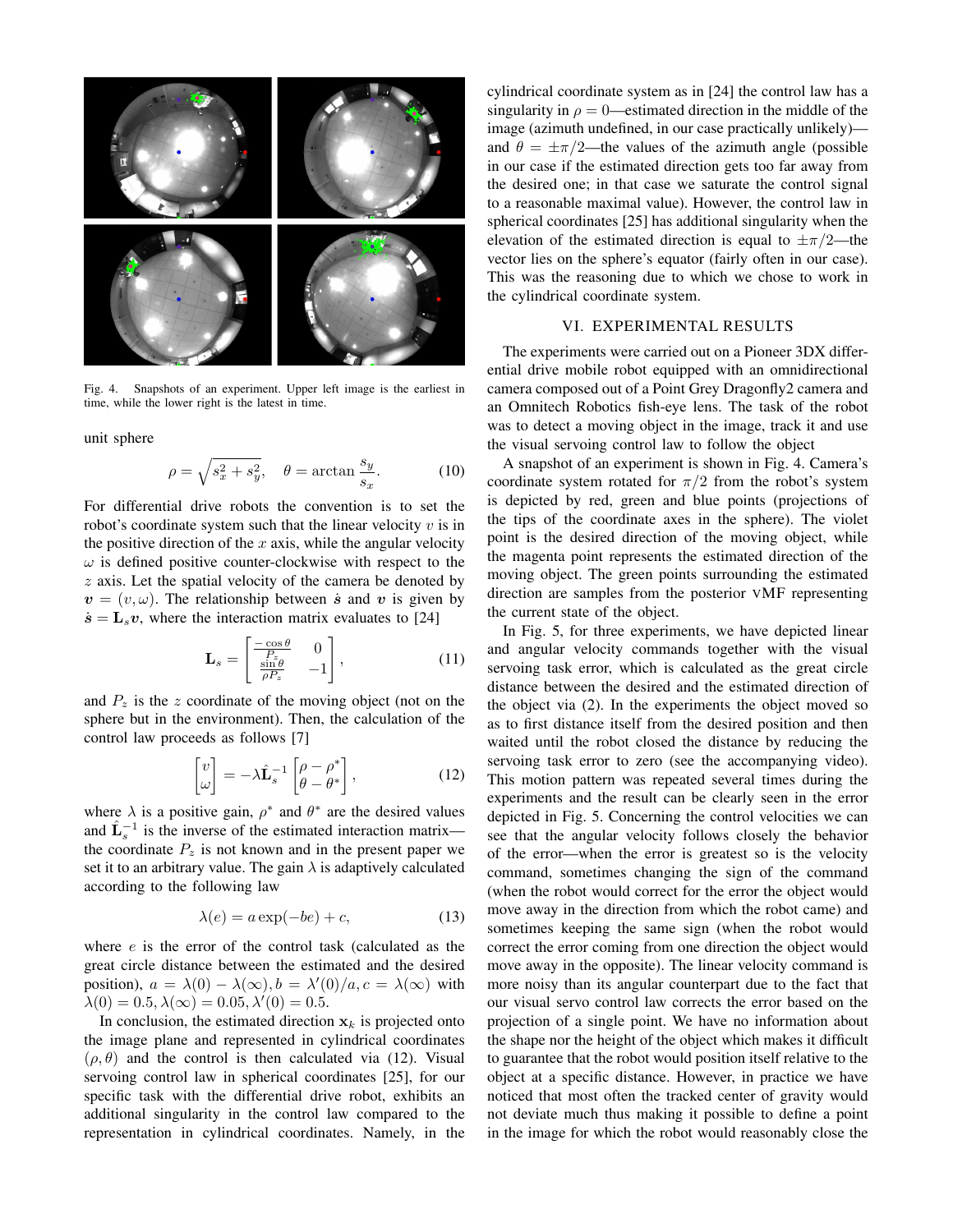Fig. 4. Snapshots of an experiment. Upper left image is the earliest in time, while the lower right is the latest in time.

unit sphere

$$\rho = \sqrt{s_x^2 + s_y^2}, \quad \theta = \arctan \frac{s_y}{s_x}. \tag{10}$$

For differential drive robots the convention is to set the robot's coordinate system such that the linear velocity $v$ is in the positive direction of the $x$ axis, while the angular velocity $\omega$ is defined positive counter-clockwise with respect to the $z$ axis. Let the spatial velocity of the camera be denoted by $\boldsymbol{v} = (v, \omega)$. The relationship between $\dot{\boldsymbol{s}}$ and $\boldsymbol{v}$ is given by $\dot{\boldsymbol{s}} = \mathbf{L}_s \boldsymbol{v}$, where the interaction matrix evaluates to [24]

$$\mathbf{L}_s = \begin{bmatrix} \frac{-\cos\theta}{P_z} & 0 \\ \frac{\sin\theta}{\rho P_z} & -1 \end{bmatrix}, \tag{11}$$

and $P_z$ is the $z$ coordinate of the moving object (not on the sphere but in the environment). Then, the calculation of the control law proceeds as follows [7]

$$\begin{bmatrix} v \\ \omega \end{bmatrix} = -\lambda \hat{\mathbf{L}}_s^{-1} \begin{bmatrix} \rho - \rho^* \\ \theta - \theta^* \end{bmatrix}, \tag{12}$$

where $\lambda$ is a positive gain, $\rho^*$ and $\theta^*$ are the desired values and $\hat{\mathbf{L}}_s^{-1}$ is the inverse of the estimated interaction matrix—the coordinate $P_z$ is not known and in the present paper we set it to an arbitrary value. The gain $\lambda$ is adaptively calculated according to the following law

$$\lambda(e) = a \exp(-be) + c, \tag{13}$$

where $e$ is the error of the control task (calculated as the great circle distance between the estimated and the desired position), $a = \lambda(0) - \lambda(\infty), b = \lambda'(0)/a, c = \lambda(\infty)$ with $\lambda(0) = 0.5, \lambda(\infty) = 0.05, \lambda'(0) = 0.5$.

In conclusion, the estimated direction $\mathbf{x}_k$ is projected onto the image plane and represented in cylindrical coordinates $(\rho, \theta)$ and the control is then calculated via (12). Visual servoing control law in spherical coordinates [25], for our specific task with the differential drive robot, exhibits an additional singularity in the control law compared to the representation in cylindrical coordinates. Namely, in the cylindrical coordinate system as in [24] the control law has a singularity in $\rho = 0$—estimated direction in the middle of the image (azimuth undefined, in our case practically unlikely)—and $\theta = \pm\pi/2$—the values of the azimuth angle (possible in our case if the estimated direction gets too far away from the desired one; in that case we saturate the control signal to a reasonable maximal value). However, the control law in spherical coordinates [25] has additional singularity when the elevation of the estimated direction is equal to $\pm\pi/2$—the vector lies on the sphere's equator (fairly often in our case). This was the reasoning due to which we chose to work in the cylindrical coordinate system.

## VI. EXPERIMENTAL RESULTS

The experiments were carried out on a Pioneer 3DX differential drive mobile robot equipped with an omnidirectional camera composed out of a Point Grey Dragonfly2 camera and an Omnitech Robotics fish-eye lens. The task of the robot was to detect a moving object in the image, track it and use the visual servoing control law to follow the object

A snapshot of an experiment is shown in Fig. 4. Camera's coordinate system rotated for $\pi/2$ from the robot's system is depicted by red, green and blue points (projections of the tips of the coordinate axes in the sphere). The violet point is the desired direction of the moving object, while the magenta point represents the estimated direction of the moving object. The green points surrounding the estimated direction are samples from the posterior VMF representing the current state of the object.

In Fig. 5, for three experiments, we have depicted linear and angular velocity commands together with the visual servoing task error, which is calculated as the great circle distance between the desired and the estimated direction of the object via (2). In the experiments the object moved so as to first distance itself from the desired position and then waited until the robot closed the distance by reducing the servoing task error to zero (see the accompanying video). This motion pattern was repeated several times during the experiments and the result can be clearly seen in the error depicted in Fig. 5. Concerning the control velocities we can see that the angular velocity follows closely the behavior of the error—when the error is greatest so is the velocity command, sometimes changing the sign of the command (when the robot would correct for the error the object would move away in the direction from which the robot came) and sometimes keeping the same sign (when the robot would correct the error coming from one direction the object would move away in the opposite). The linear velocity command is more noisy than its angular counterpart due to the fact that our visual servo control law corrects the error based on the projection of a single point. We have no information about the shape nor the height of the object which makes it difficult to guarantee that the robot would position itself relative to the object at a specific distance. However, in practice we have noticed that most often the tracked center of gravity would not deviate much thus making it possible to define a point in the image for which the robot would reasonably close the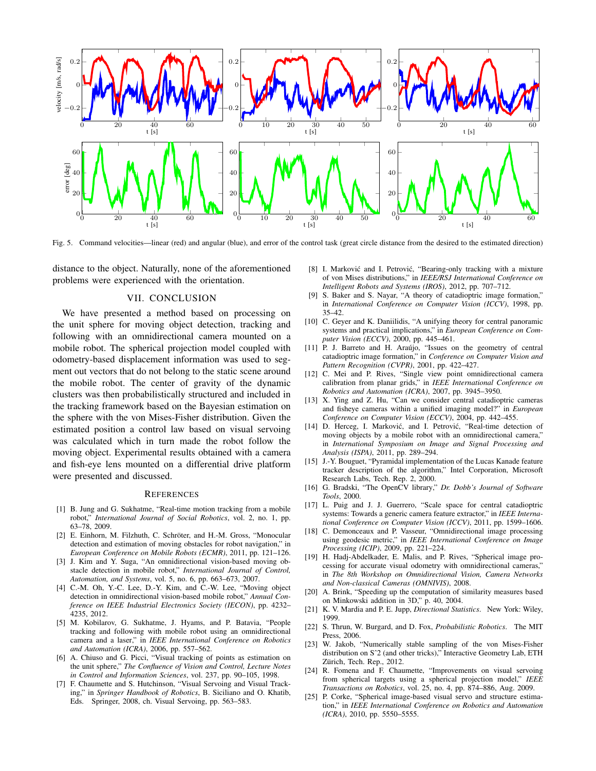velocity [m/s, rad/s]
0.2
0
−0.2
0
20
40
60
t [s]

0.2
0
−0.2
0
10
20
30
40
50
t [s]

0.2
0
−0.2
0
20
40
60
t [s]

error [deg]
60
40
20
0
0
20
40
60
t [s]

60
40
20
0
0
10
20
30
40
50
t [s]

60
40
20
0
0
20
40
60
t [s]

Fig. 5. Command velocities—linear (red) and angular (blue), and error of the control task (great circle distance from the desired to the estimated direction)

distance to the object. Naturally, none of the aforementioned problems were experienced with the orientation.

## VII. CONCLUSION

We have presented a method based on processing on the unit sphere for moving object detection, tracking and following with an omnidirectional camera mounted on a mobile robot. The spherical projection model coupled with odometry-based displacement information was used to segment out vectors that do not belong to the static scene around the mobile robot. The center of gravity of the dynamic clusters was then probabilistically structured and included in the tracking framework based on the Bayesian estimation on the sphere with the von Mises-Fisher distribution. Given the estimated position a control law based on visual servoing was calculated which in turn made the robot follow the moving object. Experimental results obtained with a camera and fish-eye lens mounted on a differential drive platform were presented and discussed.

## REFERENCES

[1] B. Jung and G. Sukhatme, "Real-time motion tracking from a mobile robot," *International Journal of Social Robotics*, vol. 2, no. 1, pp. 63–78, 2009.

[2] E. Einhorn, M. Filzhuth, C. Schröter, and H.-M. Gross, "Monocular detection and estimation of moving obstacles for robot navigation," in *European Conference on Mobile Robots (ECMR)*, 2011, pp. 121–126.

[3] J. Kim and Y. Suga, "An omnidirectional vision-based moving obstacle detection in mobile robot," *International Journal of Control, Automation, and Systems*, vol. 5, no. 6, pp. 663–673, 2007.

[4] C.-M. Oh, Y.-C. Lee, D.-Y. Kim, and C.-W. Lee, "Moving object detection in omnidirectional vision-based mobile robot," *Annual Conference on IEEE Industrial Electronics Society (IECON)*, pp. 4232–4235, 2012.

[5] M. Kobilarov, G. Sukhatme, J. Hyams, and P. Batavia, "People tracking and following with mobile robot using an omnidirectional camera and a laser," in *IEEE International Conference on Robotics and Automation (ICRA)*, 2006, pp. 557–562.

[6] A. Chiuso and G. Picci, "Visual tracking of points as estimation on the unit sphere," *The Confluence of Vision and Control, Lecture Notes in Control and Information Sciences*, vol. 237, pp. 90–105, 1998.

[7] F. Chaumette and S. Hutchinson, "Visual Servoing and Visual Tracking," in *Springer Handbook of Robotics*, B. Siciliano and O. Khatib, Eds. Springer, 2008, ch. Visual Servoing, pp. 563–583.

[8] I. Marković and I. Petrović, "Bearing-only tracking with a mixture of von Mises distributions," in *IEEE/RSJ International Conference on Intelligent Robots and Systems (IROS)*, 2012, pp. 707–712.

[9] S. Baker and S. Nayar, "A theory of catadioptric image formation," in *International Conference on Computer Vision (ICCV)*, 1998, pp. 35–42.

[10] C. Geyer and K. Daniilidis, "A unifying theory for central panoramic systems and practical implications," in *European Conference on Computer Vision (ECCV)*, 2000, pp. 445–461.

[11] P. J. Barreto and H. Araújo, "Issues on the geometry of central catadioptric image formation," in *Conference on Computer Vision and Pattern Recognition (CVPR)*, 2001, pp. 422–427.

[12] C. Mei and P. Rives, "Single view point omnidirectional camera calibration from planar grids," in *IEEE International Conference on Robotics and Automation (ICRA)*, 2007, pp. 3945–3950.

[13] X. Ying and Z. Hu, "Can we consider central catadioptric cameras and fisheye cameras within a unified imaging model?" in *European Conference on Computer Vision (ECCV)*, 2004, pp. 442–455.

[14] D. Herceg, I. Marković, and I. Petrović, "Real-time detection of moving objects by a mobile robot with an omnidirectional camera," in *International Symposium on Image and Signal Processing and Analysis (ISPA)*, 2011, pp. 289–294.

[15] J.-Y. Bouguet, "Pyramidal implementation of the Lucas Kanade feature tracker description of the algorithm," Intel Corporation, Microsoft Research Labs, Tech. Rep. 2, 2000.

[16] G. Bradski, "The OpenCV library," *Dr. Dobb's Journal of Software Tools*, 2000.

[17] L. Puig and J. J. Guerrero, "Scale space for central catadioptric systems: Towards a generic camera feature extractor," in *IEEE International Conference on Computer Vision (ICCV)*, 2011, pp. 1599–1606.

[18] C. Demonceaux and P. Vasseur, "Omnidirectional image processing using geodesic metric," in *IEEE International Conference on Image Processing (ICIP)*, 2009, pp. 221–224.

[19] H. Hadj-Abdelkader, E. Malis, and P. Rives, "Spherical image processing for accurate visual odometry with omnidirectional cameras," in *The 8th Workshop on Omnidirectional Vision, Camera Networks and Non-classical Cameras (OMNIVIS)*, 2008.

[20] A. Brink, "Speeding up the computation of similarity measures based on Minkowski addition in 3D," p. 40, 2004.

[21] K. V. Mardia and P. E. Jupp, *Directional Statistics*. New York: Wiley, 1999.

[22] S. Thrun, W. Burgard, and D. Fox, *Probabilistic Robotics*. The MIT Press, 2006.

[23] W. Jakob, "Numerically stable sampling of the von Mises-Fisher distribution on S^2 (and other tricks)," Interactive Geometry Lab, ETH Zürich, Tech. Rep., 2012.

[24] R. Fomena and F. Chaumette, "Improvements on visual servoing from spherical targets using a spherical projection model," *IEEE Transactions on Robotics*, vol. 25, no. 4, pp. 874–886, Aug. 2009.

[25] P. Corke, "Spherical image-based visual servo and structure estimation," in *IEEE International Conference on Robotics and Automation (ICRA)*, 2010, pp. 5550–5555.